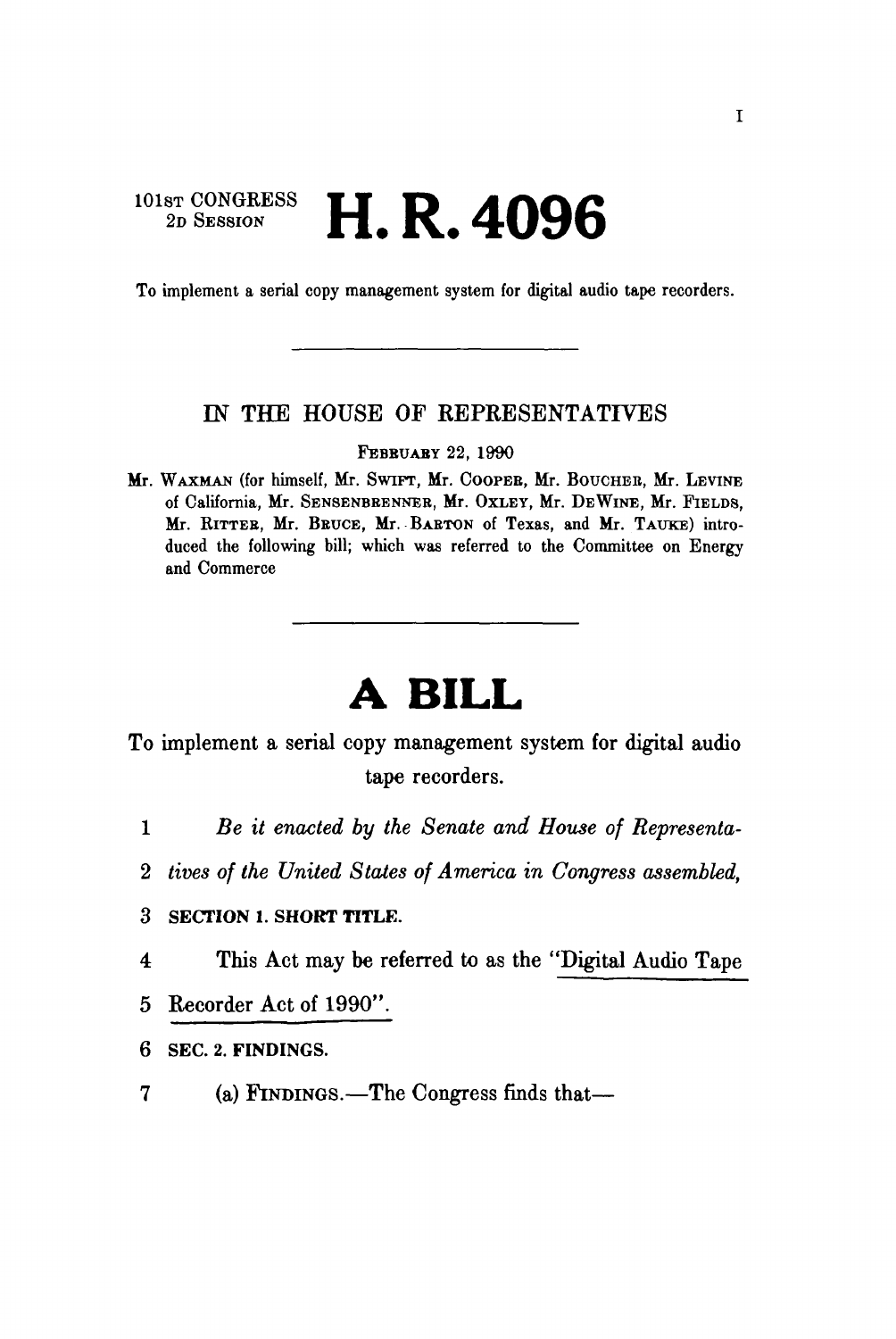101ST CONGRESS
2D SESSION

# H. R. 4096

To implement a serial copy management system for digital audio tape recorders.

---

IN THE HOUSE OF REPRESENTATIVES

FEBRUARY 22, 1990

Mr. WAXMAN (for himself, Mr. SWIFT, Mr. COOPER, Mr. BOUCHER, Mr. LEVINE of California, Mr. SENSENBRENNER, Mr. OXLEY, Mr. DEWINE, Mr. FIELDS, Mr. RITTER, Mr. BRUCE, Mr. BARTON of Texas, and Mr. TAUKE) introduced the following bill; which was referred to the Committee on Energy and Commerce

---

# A BILL

To implement a serial copy management system for digital audio tape recorders.

1 *Be it enacted by the Senate and House of Representa-*
2 *tives of the United States of America in Congress assembled,*

3 **SECTION 1. SHORT TITLE.**

4 This Act may be referred to as the "Digital Audio Tape
5 Recorder Act of 1990".

6 **SEC. 2. FINDINGS.**

7 (a) FINDINGS.—The Congress finds that—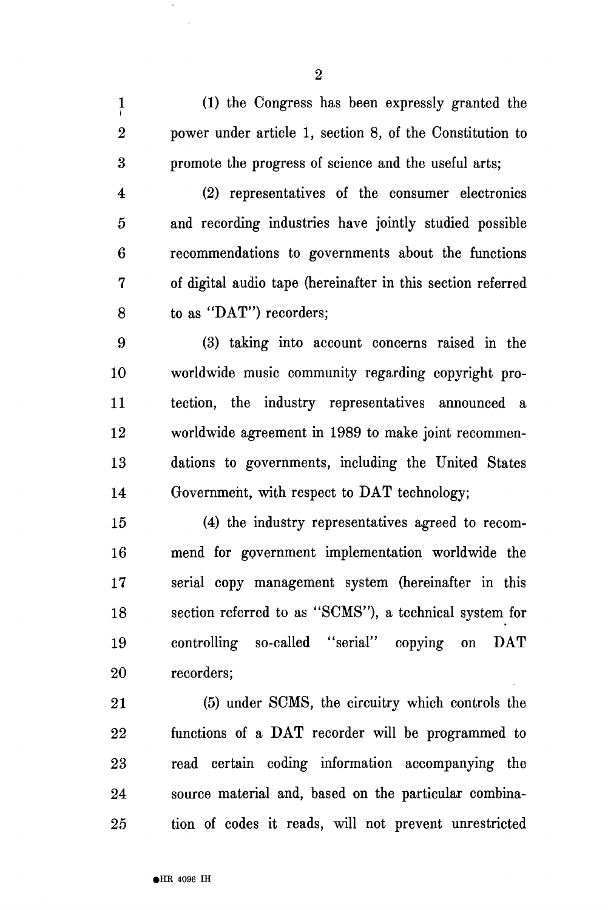(1) the Congress has been expressly granted the power under article 1, section 8, of the Constitution to promote the progress of science and the useful arts;

(2) representatives of the consumer electronics and recording industries have jointly studied possible recommendations to governments about the functions of digital audio tape (hereinafter in this section referred to as "DAT") recorders;

(3) taking into account concerns raised in the worldwide music community regarding copyright protection, the industry representatives announced a worldwide agreement in 1989 to make joint recommendations to governments, including the United States Government, with respect to DAT technology;

(4) the industry representatives agreed to recommend for government implementation worldwide the serial copy management system (hereinafter in this section referred to as "SCMS"), a technical system for controlling so-called "serial" copying on DAT recorders;

(5) under SCMS, the circuitry which controls the functions of a DAT recorder will be programmed to read certain coding information accompanying the source material and, based on the particular combination of codes it reads, will not prevent unrestricted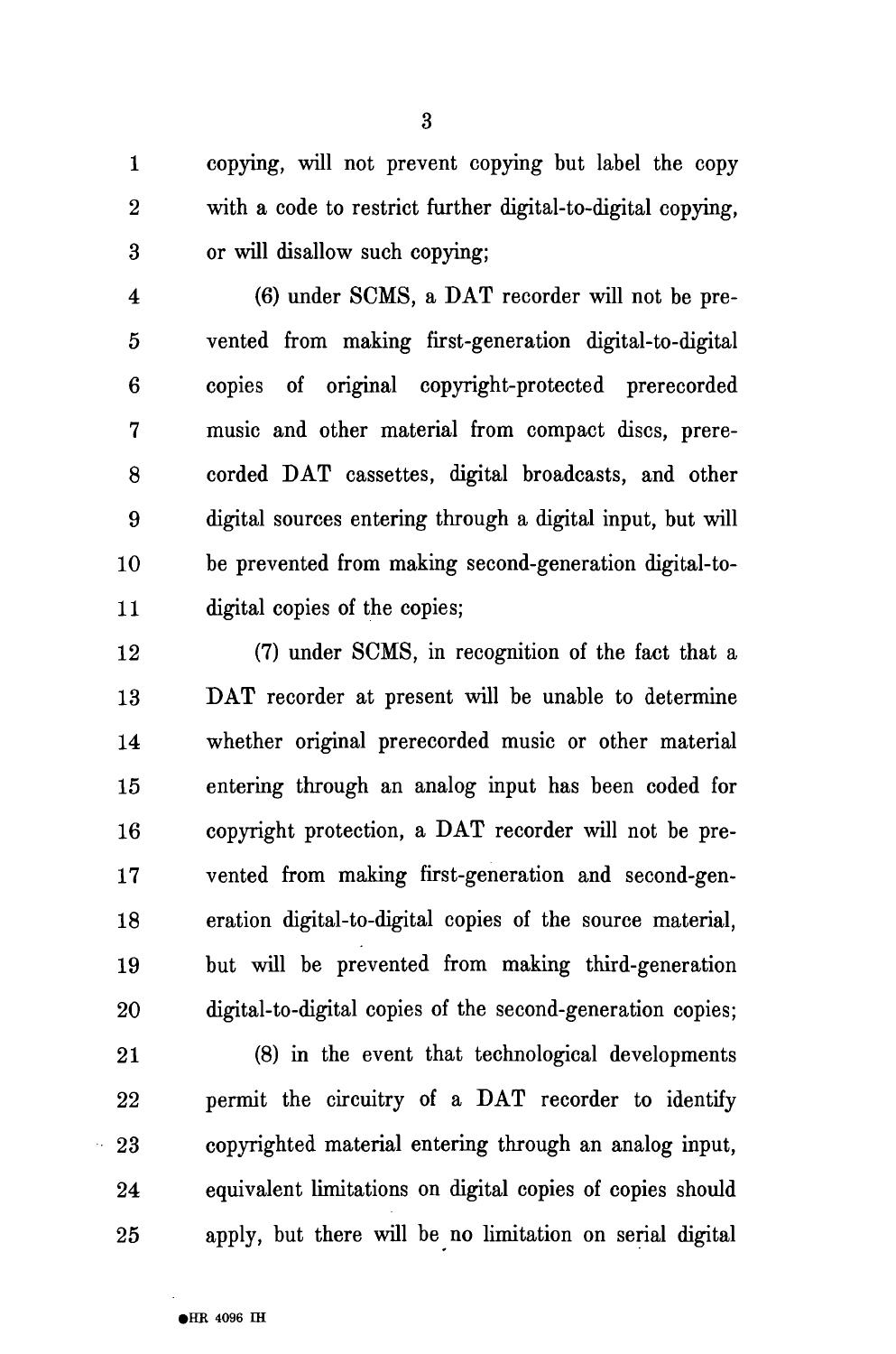copying, will not prevent copying but label the copy with a code to restrict further digital-to-digital copying, or will disallow such copying;

(6) under SCMS, a DAT recorder will not be prevented from making first-generation digital-to-digital copies of original copyright-protected prerecorded music and other material from compact discs, prerecorded DAT cassettes, digital broadcasts, and other digital sources entering through a digital input, but will be prevented from making second-generation digital-to-digital copies of the copies;

(7) under SCMS, in recognition of the fact that a DAT recorder at present will be unable to determine whether original prerecorded music or other material entering through an analog input has been coded for copyright protection, a DAT recorder will not be prevented from making first-generation and second-generation digital-to-digital copies of the source material, but will be prevented from making third-generation digital-to-digital copies of the second-generation copies;

(8) in the event that technological developments permit the circuitry of a DAT recorder to identify copyrighted material entering through an analog input, equivalent limitations on digital copies of copies should apply, but there will be no limitation on serial digital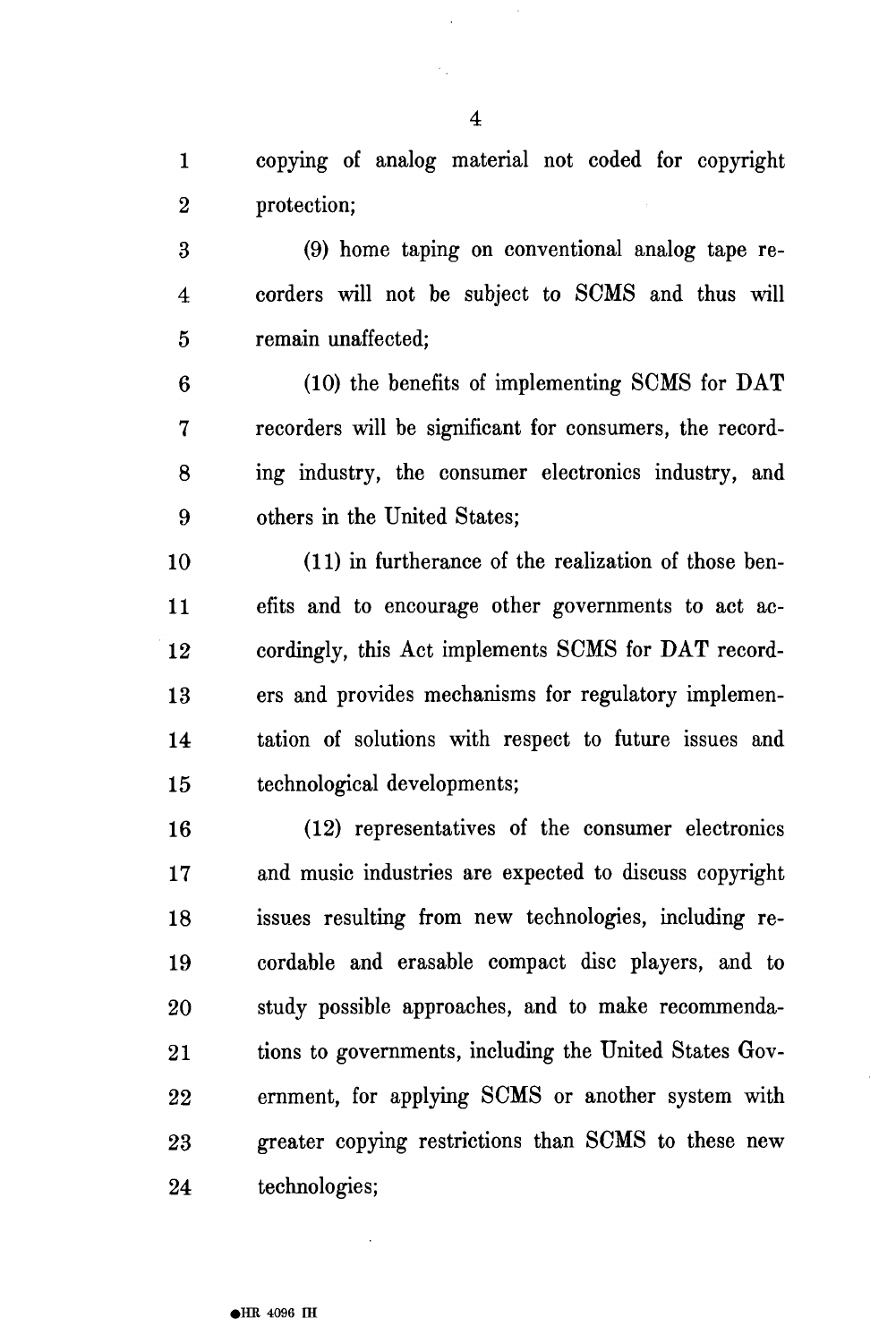copying of analog material not coded for copyright protection;

(9) home taping on conventional analog tape recorders will not be subject to SCMS and thus will remain unaffected;

(10) the benefits of implementing SCMS for DAT recorders will be significant for consumers, the recording industry, the consumer electronics industry, and others in the United States;

(11) in furtherance of the realization of those benefits and to encourage other governments to act accordingly, this Act implements SCMS for DAT recorders and provides mechanisms for regulatory implementation of solutions with respect to future issues and technological developments;

(12) representatives of the consumer electronics and music industries are expected to discuss copyright issues resulting from new technologies, including recordable and erasable compact disc players, and to study possible approaches, and to make recommendations to governments, including the United States Government, for applying SCMS or another system with greater copying restrictions than SCMS to these new technologies;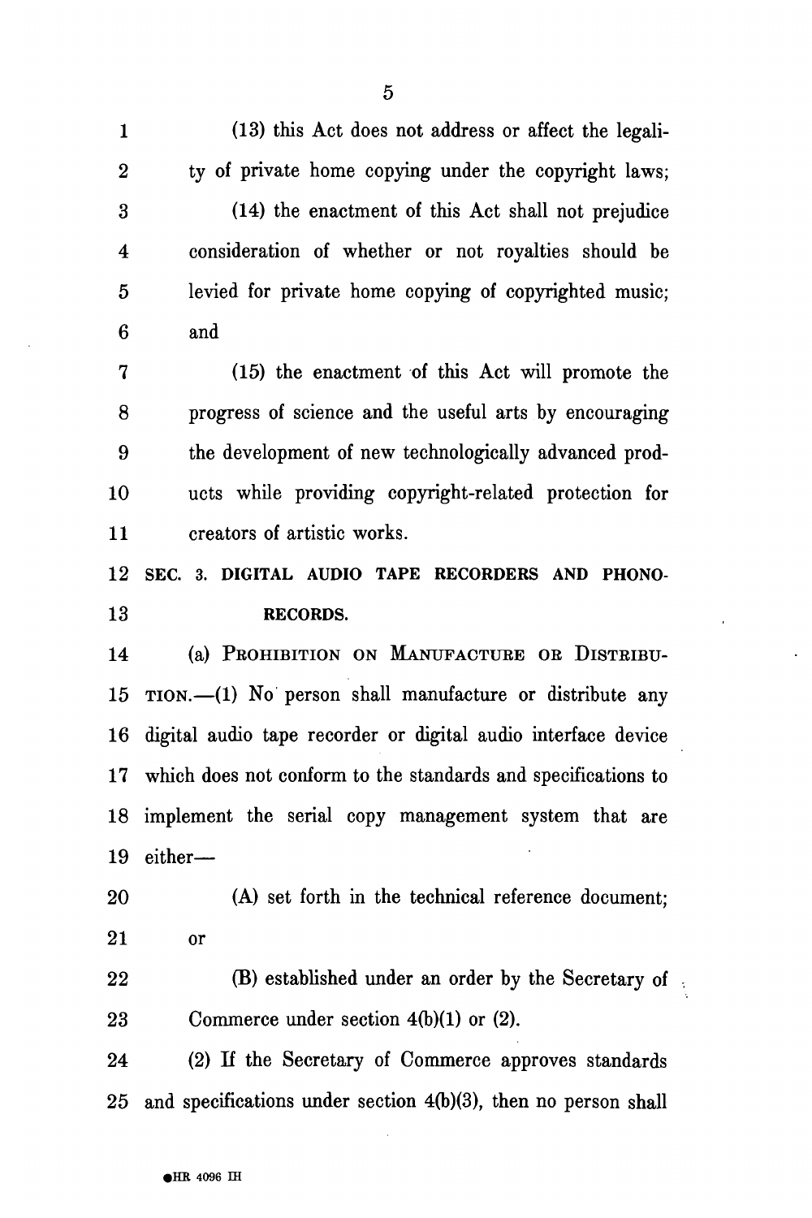(13) this Act does not address or affect the legality of private home copying under the copyright laws;

(14) the enactment of this Act shall not prejudice consideration of whether or not royalties should be levied for private home copying of copyrighted music; and

(15) the enactment of this Act will promote the progress of science and the useful arts by encouraging the development of new technologically advanced products while providing copyright-related protection for creators of artistic works.

## SEC. 3. DIGITAL AUDIO TAPE RECORDERS AND PHONORECORDS.

(a) PROHIBITION ON MANUFACTURE OR DISTRIBUTION.—(1) No person shall manufacture or distribute any digital audio tape recorder or digital audio interface device which does not conform to the standards and specifications to implement the serial copy management system that are either—

(A) set forth in the technical reference document; or

(B) established under an order by the Secretary of Commerce under section 4(b)(1) or (2).

(2) If the Secretary of Commerce approves standards and specifications under section 4(b)(3), then no person shall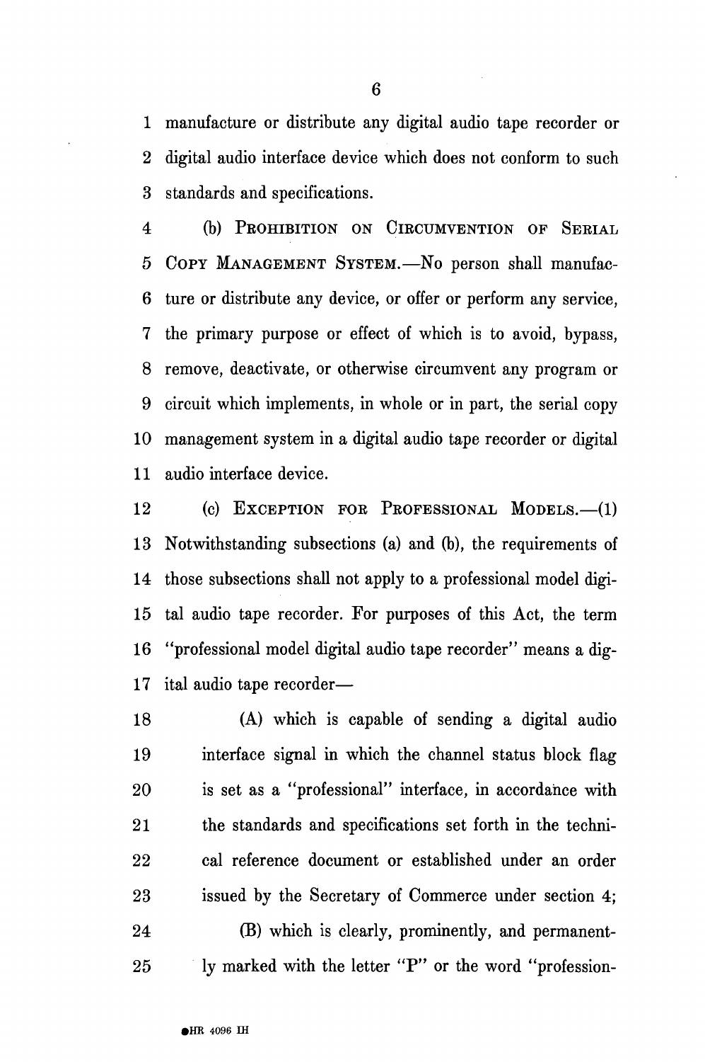manufacture or distribute any digital audio tape recorder or digital audio interface device which does not conform to such standards and specifications.

(b) PROHIBITION ON CIRCUMVENTION OF SERIAL COPY MANAGEMENT SYSTEM.—No person shall manufacture or distribute any device, or offer or perform any service, the primary purpose or effect of which is to avoid, bypass, remove, deactivate, or otherwise circumvent any program or circuit which implements, in whole or in part, the serial copy management system in a digital audio tape recorder or digital audio interface device.

(c) EXCEPTION FOR PROFESSIONAL MODELS.—(1) Notwithstanding subsections (a) and (b), the requirements of those subsections shall not apply to a professional model digital audio tape recorder. For purposes of this Act, the term "professional model digital audio tape recorder" means a digital audio tape recorder—

(A) which is capable of sending a digital audio interface signal in which the channel status block flag is set as a "professional" interface, in accordance with the standards and specifications set forth in the technical reference document or established under an order issued by the Secretary of Commerce under section 4;

(B) which is clearly, prominently, and permanently marked with the letter "P" or the word "profession-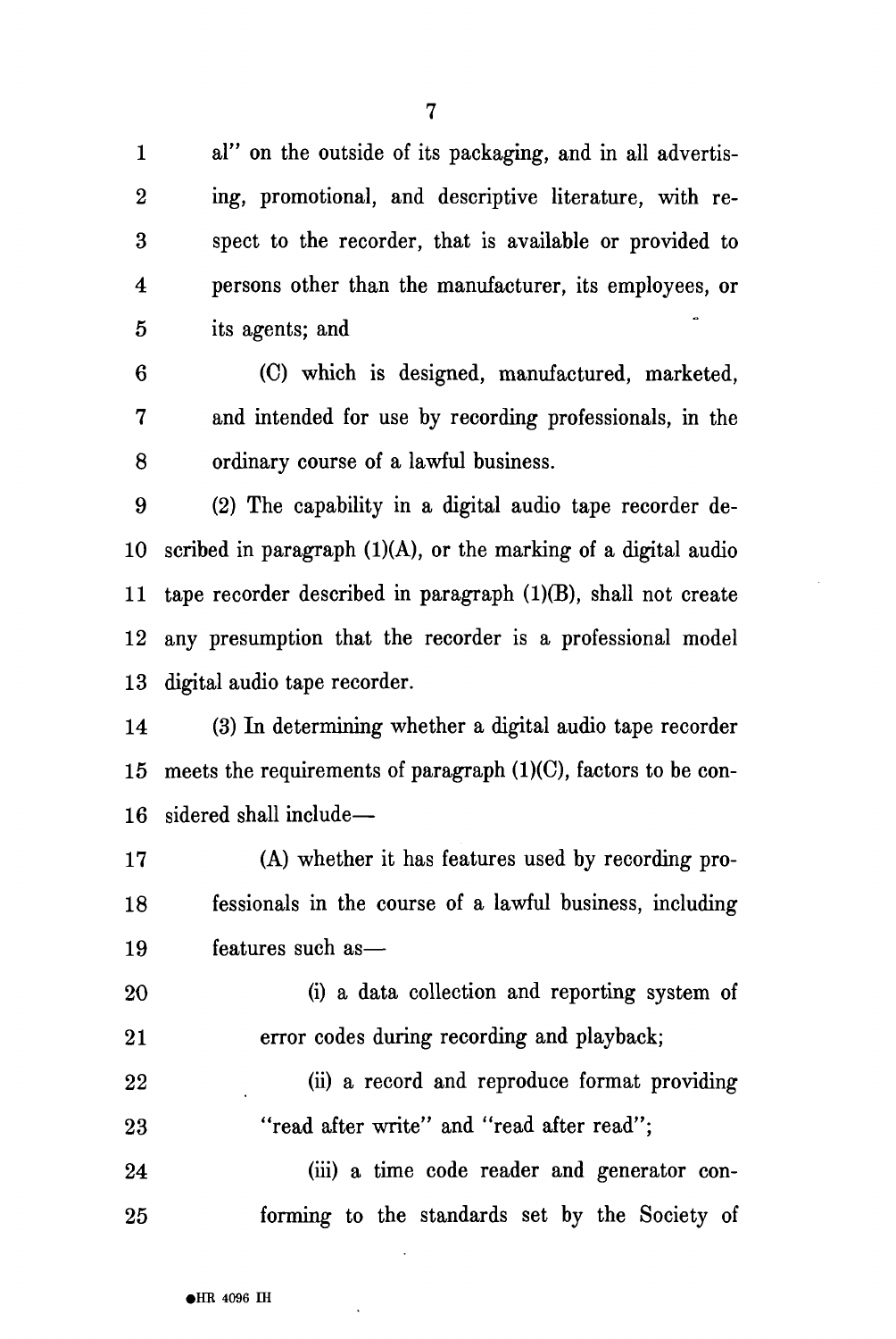al" on the outside of its packaging, and in all advertising, promotional, and descriptive literature, with respect to the recorder, that is available or provided to persons other than the manufacturer, its employees, or its agents; and

(C) which is designed, manufactured, marketed, and intended for use by recording professionals, in the ordinary course of a lawful business.

(2) The capability in a digital audio tape recorder described in paragraph (1)(A), or the marking of a digital audio tape recorder described in paragraph (1)(B), shall not create any presumption that the recorder is a professional model digital audio tape recorder.

(3) In determining whether a digital audio tape recorder meets the requirements of paragraph (1)(C), factors to be considered shall include—

(A) whether it has features used by recording professionals in the course of a lawful business, including features such as—

(i) a data collection and reporting system of error codes during recording and playback;

(ii) a record and reproduce format providing "read after write" and "read after read";

(iii) a time code reader and generator conforming to the standards set by the Society of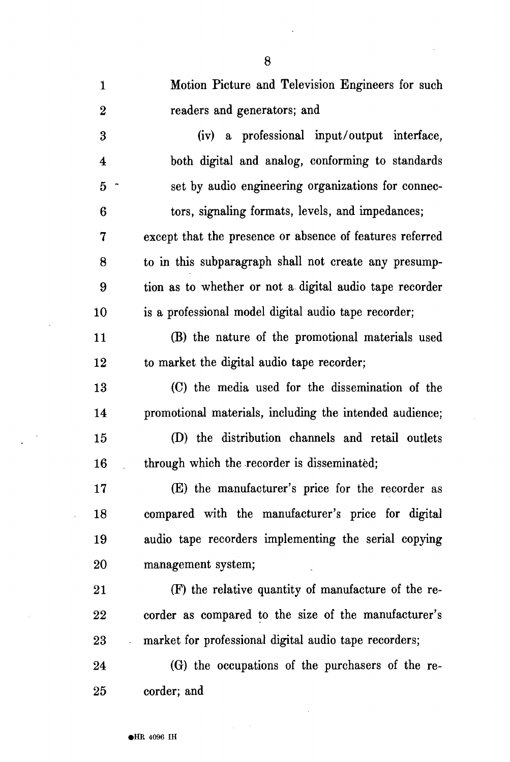Motion Picture and Television Engineers for such readers and generators; and

(iv) a professional input/output interface, both digital and analog, conforming to standards set by audio engineering organizations for connectors, signaling formats, levels, and impedances;

except that the presence or absence of features referred to in this subparagraph shall not create any presumption as to whether or not a digital audio tape recorder is a professional model digital audio tape recorder;

(B) the nature of the promotional materials used to market the digital audio tape recorder;

(C) the media used for the dissemination of the promotional materials, including the intended audience;

(D) the distribution channels and retail outlets through which the recorder is disseminated;

(E) the manufacturer's price for the recorder as compared with the manufacturer's price for digital audio tape recorders implementing the serial copying management system;

(F) the relative quantity of manufacture of the recorder as compared to the size of the manufacturer's market for professional digital audio tape recorders;

(G) the occupations of the purchasers of the recorder; and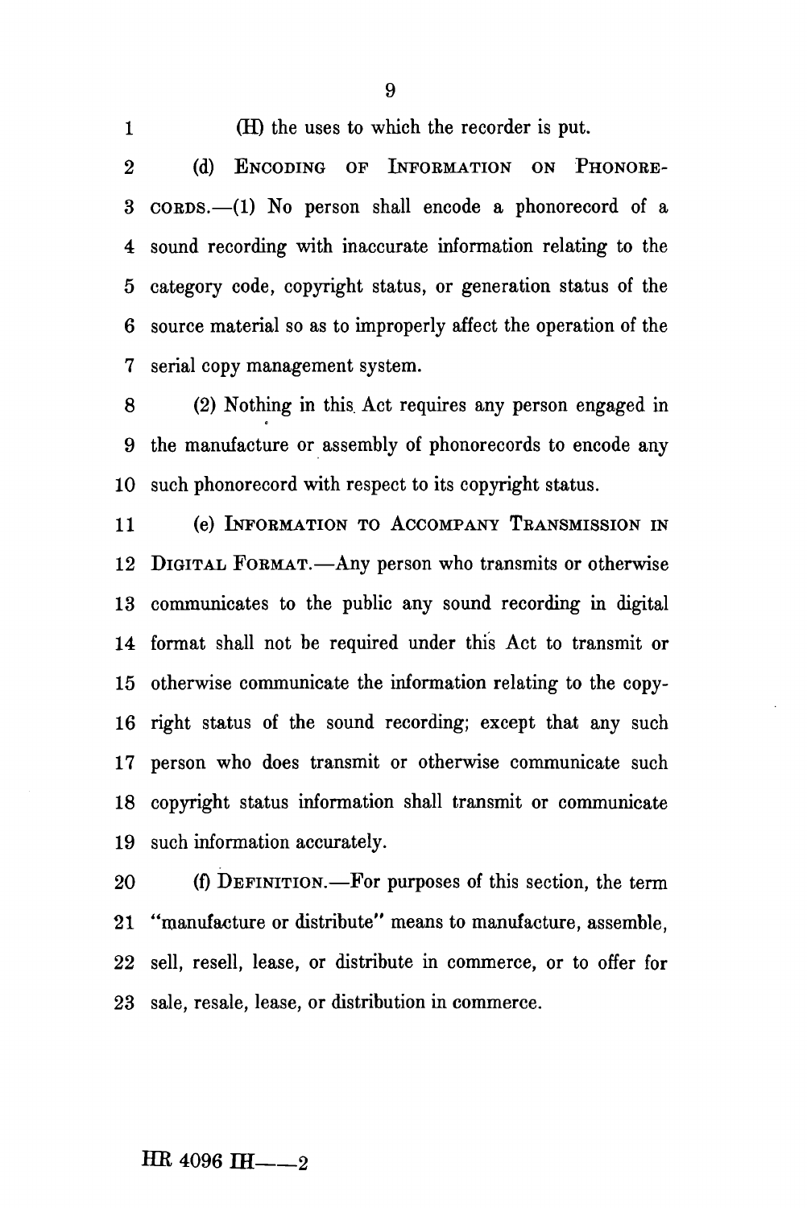(H) the uses to which the recorder is put.

(d) ENCODING OF INFORMATION ON PHONORECORDS.—(1) No person shall encode a phonorecord of a sound recording with inaccurate information relating to the category code, copyright status, or generation status of the source material so as to improperly affect the operation of the serial copy management system.

(2) Nothing in this Act requires any person engaged in the manufacture or assembly of phonorecords to encode any such phonorecord with respect to its copyright status.

(e) INFORMATION TO ACCOMPANY TRANSMISSION IN DIGITAL FORMAT.—Any person who transmits or otherwise communicates to the public any sound recording in digital format shall not be required under this Act to transmit or otherwise communicate the information relating to the copyright status of the sound recording; except that any such person who does transmit or otherwise communicate such copyright status information shall transmit or communicate such information accurately.

(f) DEFINITION.—For purposes of this section, the term "manufacture or distribute" means to manufacture, assemble, sell, resell, lease, or distribute in commerce, or to offer for sale, resale, lease, or distribution in commerce.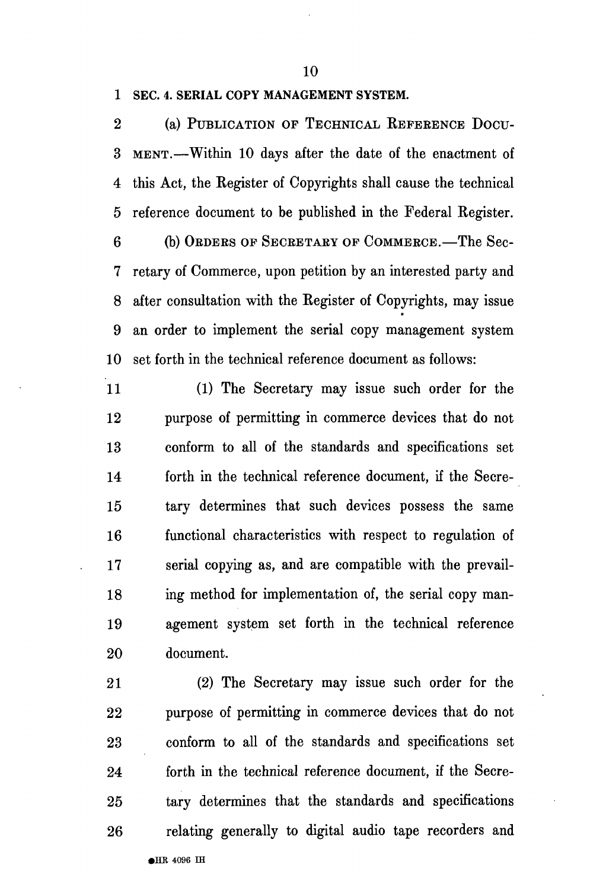## SEC. 4. SERIAL COPY MANAGEMENT SYSTEM.

(a) PUBLICATION OF TECHNICAL REFERENCE DOCUMENT.—Within 10 days after the date of the enactment of this Act, the Register of Copyrights shall cause the technical reference document to be published in the Federal Register.

(b) ORDERS OF SECRETARY OF COMMERCE.—The Secretary of Commerce, upon petition by an interested party and after consultation with the Register of Copyrights, may issue an order to implement the serial copy management system set forth in the technical reference document as follows:

(1) The Secretary may issue such order for the purpose of permitting in commerce devices that do not conform to all of the standards and specifications set forth in the technical reference document, if the Secretary determines that such devices possess the same functional characteristics with respect to regulation of serial copying as, and are compatible with the prevailing method for implementation of, the serial copy management system set forth in the technical reference document.

(2) The Secretary may issue such order for the purpose of permitting in commerce devices that do not conform to all of the standards and specifications set forth in the technical reference document, if the Secretary determines that the standards and specifications relating generally to digital audio tape recorders and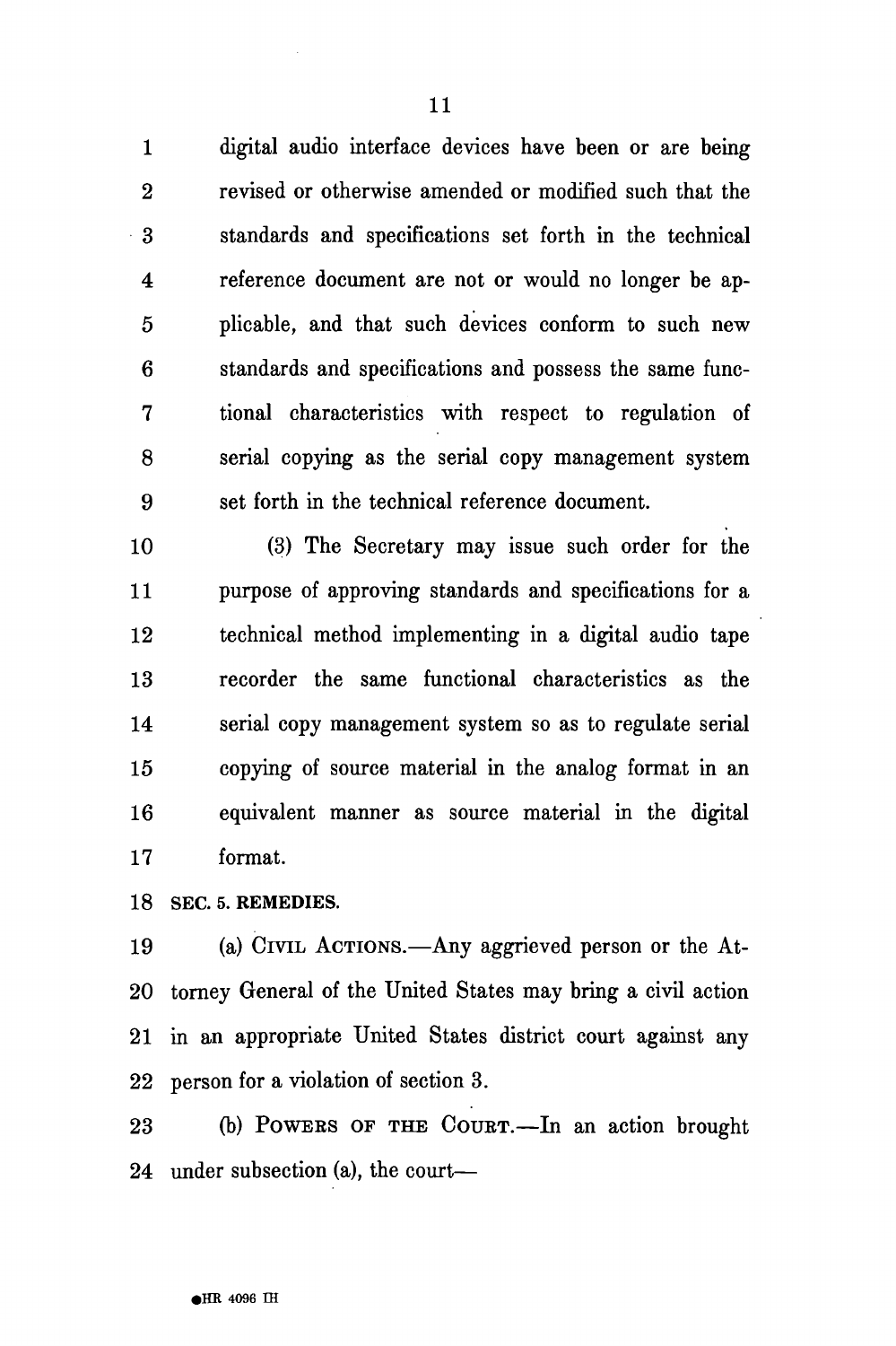digital audio interface devices have been or are being revised or otherwise amended or modified such that the standards and specifications set forth in the technical reference document are not or would no longer be applicable, and that such devices conform to such new standards and specifications and possess the same functional characteristics with respect to regulation of serial copying as the serial copy management system set forth in the technical reference document.

(3) The Secretary may issue such order for the purpose of approving standards and specifications for a technical method implementing in a digital audio tape recorder the same functional characteristics as the serial copy management system so as to regulate serial copying of source material in the analog format in an equivalent manner as source material in the digital format.

**SEC. 5. REMEDIES.**

(a) CIVIL ACTIONS.—Any aggrieved person or the Attorney General of the United States may bring a civil action in an appropriate United States district court against any person for a violation of section 3.

(b) POWERS OF THE COURT.—In an action brought under subsection (a), the court—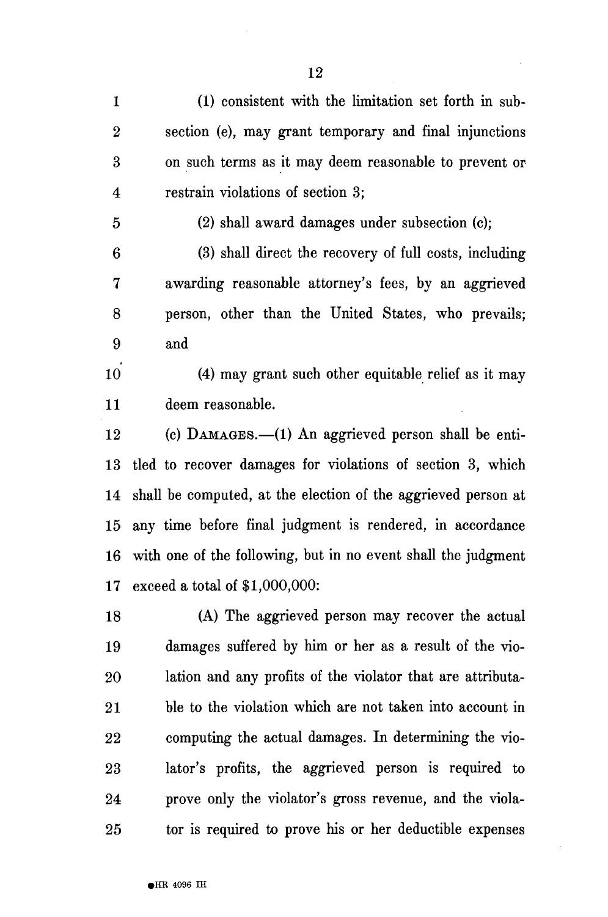(1) consistent with the limitation set forth in subsection (e), may grant temporary and final injunctions on such terms as it may deem reasonable to prevent or restrain violations of section 3;

(2) shall award damages under subsection (c);

(3) shall direct the recovery of full costs, including awarding reasonable attorney's fees, by an aggrieved person, other than the United States, who prevails; and

(4) may grant such other equitable relief as it may deem reasonable.

(c) DAMAGES.—(1) An aggrieved person shall be entitled to recover damages for violations of section 3, which shall be computed, at the election of the aggrieved person at any time before final judgment is rendered, in accordance with one of the following, but in no event shall the judgment exceed a total of $1,000,000:

(A) The aggrieved person may recover the actual damages suffered by him or her as a result of the violation and any profits of the violator that are attributable to the violation which are not taken into account in computing the actual damages. In determining the violator's profits, the aggrieved person is required to prove only the violator's gross revenue, and the violator is required to prove his or her deductible expenses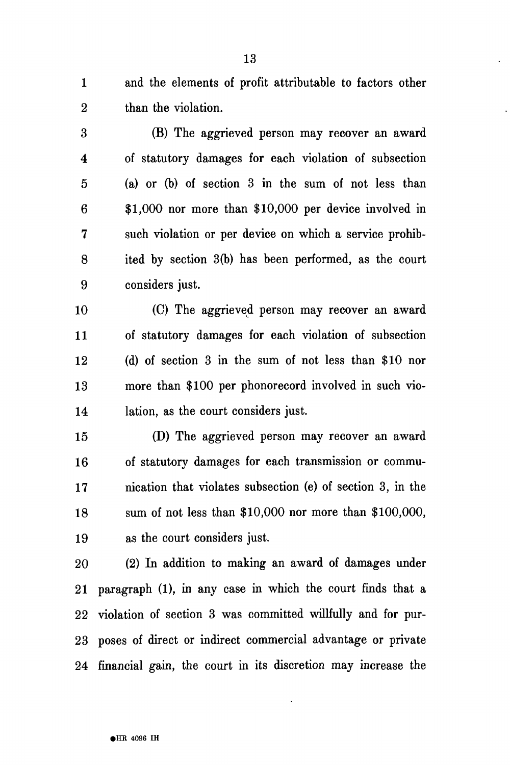and the elements of profit attributable to factors other than the violation.

(B) The aggrieved person may recover an award of statutory damages for each violation of subsection (a) or (b) of section 3 in the sum of not less than $1,000 nor more than $10,000 per device involved in such violation or per device on which a service prohibited by section 3(b) has been performed, as the court considers just.

(C) The aggrieved person may recover an award of statutory damages for each violation of subsection (d) of section 3 in the sum of not less than $10 nor more than $100 per phonorecord involved in such violation, as the court considers just.

(D) The aggrieved person may recover an award of statutory damages for each transmission or communication that violates subsection (e) of section 3, in the sum of not less than $10,000 nor more than $100,000, as the court considers just.

(2) In addition to making an award of damages under paragraph (1), in any case in which the court finds that a violation of section 3 was committed willfully and for purposes of direct or indirect commercial advantage or private financial gain, the court in its discretion may increase the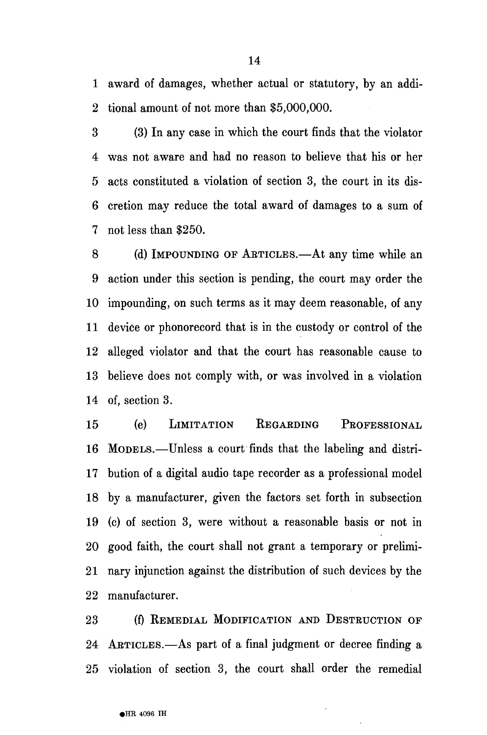award of damages, whether actual or statutory, by an additional amount of not more than $5,000,000.

(3) In any case in which the court finds that the violator was not aware and had no reason to believe that his or her acts constituted a violation of section 3, the court in its discretion may reduce the total award of damages to a sum of not less than $250.

(d) IMPOUNDING OF ARTICLES.—At any time while an action under this section is pending, the court may order the impounding, on such terms as it may deem reasonable, of any device or phonorecord that is in the custody or control of the alleged violator and that the court has reasonable cause to believe does not comply with, or was involved in a violation of, section 3.

(e) LIMITATION REGARDING PROFESSIONAL MODELS.—Unless a court finds that the labeling and distribution of a digital audio tape recorder as a professional model by a manufacturer, given the factors set forth in subsection (c) of section 3, were without a reasonable basis or not in good faith, the court shall not grant a temporary or preliminary injunction against the distribution of such devices by the manufacturer.

(f) REMEDIAL MODIFICATION AND DESTRUCTION OF ARTICLES.—As part of a final judgment or decree finding a violation of section 3, the court shall order the remedial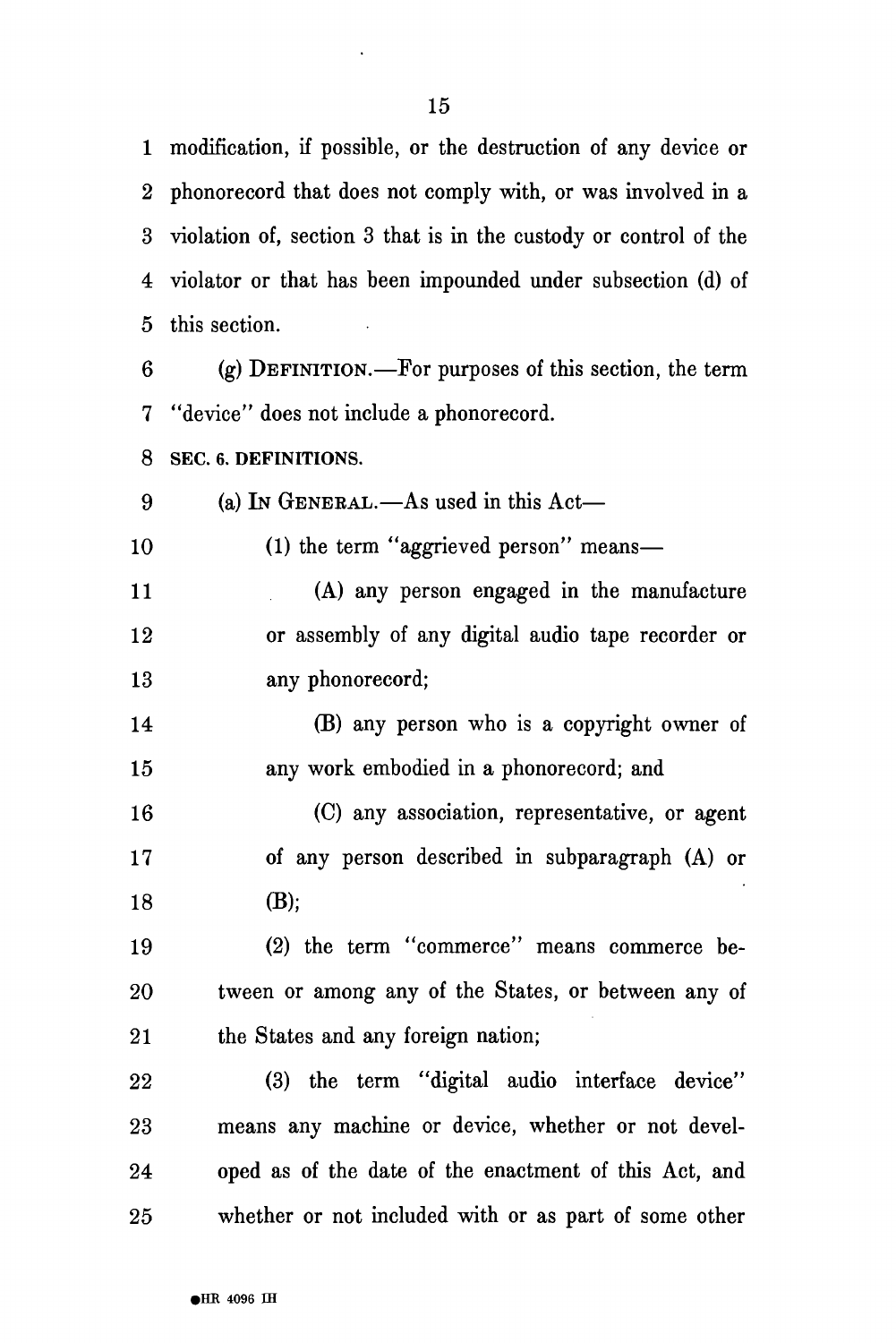modification, if possible, or the destruction of any device or phonorecord that does not comply with, or was involved in a violation of, section 3 that is in the custody or control of the violator or that has been impounded under subsection (d) of this section.

(g) DEFINITION.—For purposes of this section, the term "device" does not include a phonorecord.

### SEC. 6. DEFINITIONS.

(a) IN GENERAL.—As used in this Act—

(1) the term "aggrieved person" means—

(A) any person engaged in the manufacture or assembly of any digital audio tape recorder or any phonorecord;

(B) any person who is a copyright owner of any work embodied in a phonorecord; and

(C) any association, representative, or agent of any person described in subparagraph (A) or (B);

(2) the term "commerce" means commerce between or among any of the States, or between any of the States and any foreign nation;

(3) the term "digital audio interface device" means any machine or device, whether or not developed as of the date of the enactment of this Act, and whether or not included with or as part of some other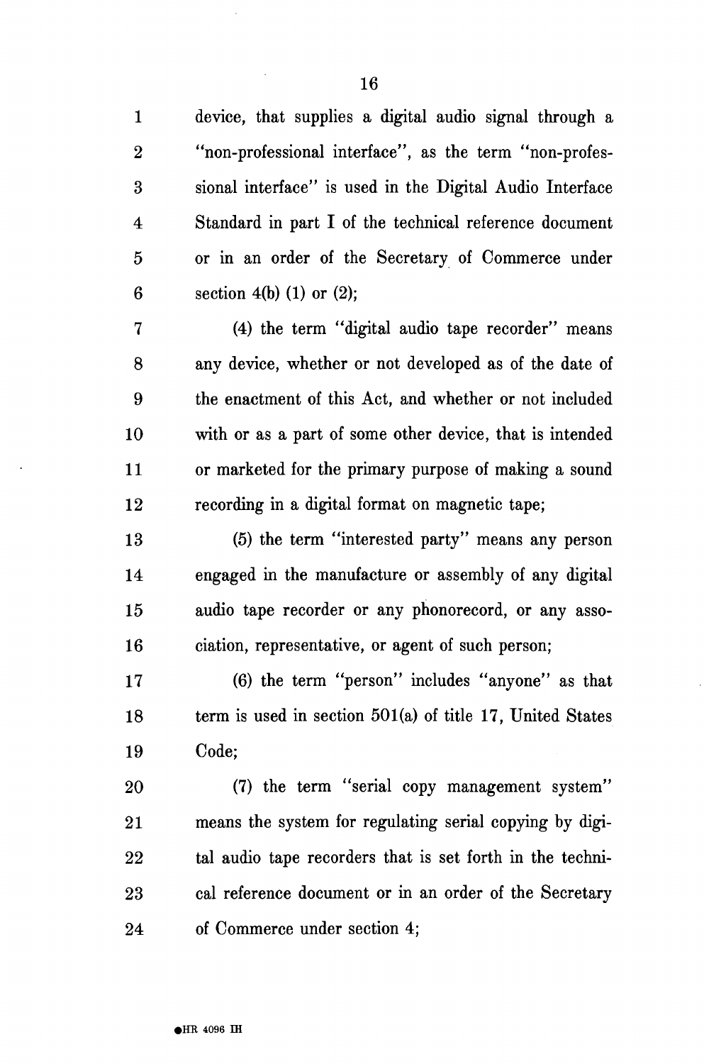device, that supplies a digital audio signal through a "non-professional interface", as the term "non-professional interface" is used in the Digital Audio Interface Standard in part I of the technical reference document or in an order of the Secretary of Commerce under section 4(b) (1) or (2);

(4) the term "digital audio tape recorder" means any device, whether or not developed as of the date of the enactment of this Act, and whether or not included with or as a part of some other device, that is intended or marketed for the primary purpose of making a sound recording in a digital format on magnetic tape;

(5) the term "interested party" means any person engaged in the manufacture or assembly of any digital audio tape recorder or any phonorecord, or any association, representative, or agent of such person;

(6) the term "person" includes "anyone" as that term is used in section 501(a) of title 17, United States Code;

(7) the term "serial copy management system" means the system for regulating serial copying by digital audio tape recorders that is set forth in the technical reference document or in an order of the Secretary of Commerce under section 4;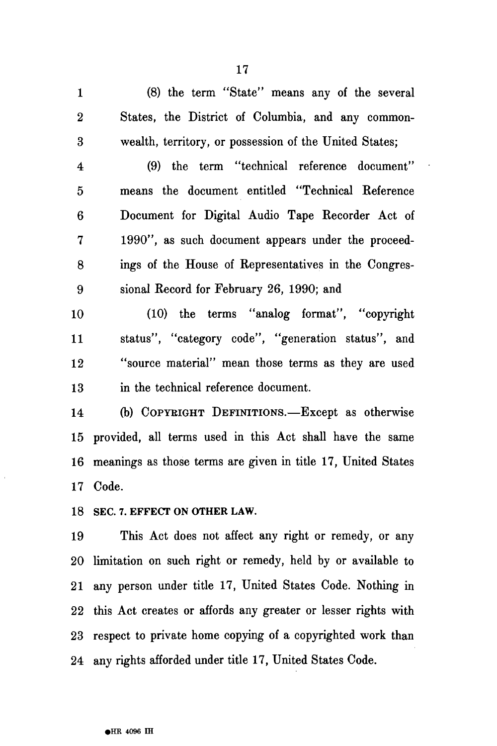(8) the term "State" means any of the several States, the District of Columbia, and any commonwealth, territory, or possession of the United States;

(9) the term "technical reference document" means the document entitled "Technical Reference Document for Digital Audio Tape Recorder Act of 1990", as such document appears under the proceedings of the House of Representatives in the Congressional Record for February 26, 1990; and

(10) the terms "analog format", "copyright status", "category code", "generation status", and "source material" mean those terms as they are used in the technical reference document.

(b) COPYRIGHT DEFINITIONS.—Except as otherwise provided, all terms used in this Act shall have the same meanings as those terms are given in title 17, United States Code.

**SEC. 7. EFFECT ON OTHER LAW.**

This Act does not affect any right or remedy, or any limitation on such right or remedy, held by or available to any person under title 17, United States Code. Nothing in this Act creates or affords any greater or lesser rights with respect to private home copying of a copyrighted work than any rights afforded under title 17, United States Code.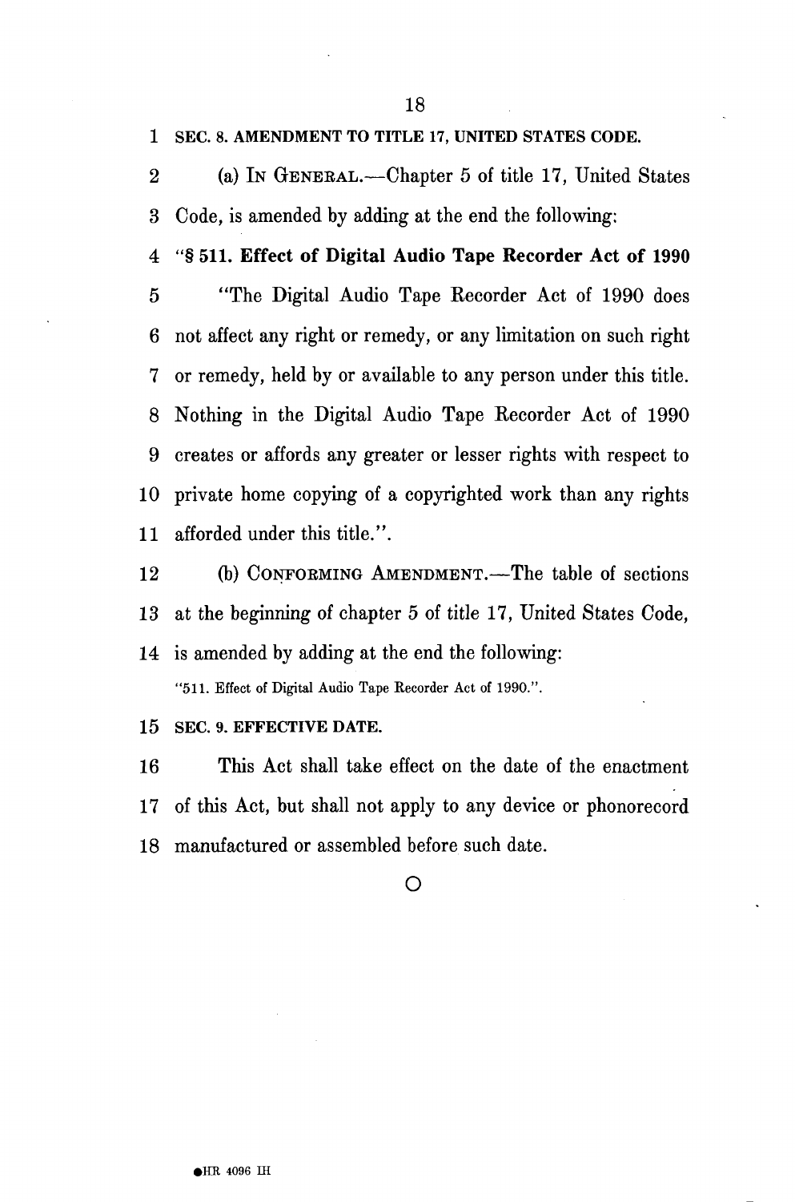SEC. 8. AMENDMENT TO TITLE 17, UNITED STATES CODE.

(a) IN GENERAL.—Chapter 5 of title 17, United States Code, is amended by adding at the end the following:

"§ 511. **Effect of Digital Audio Tape Recorder Act of 1990**

"The Digital Audio Tape Recorder Act of 1990 does not affect any right or remedy, or any limitation on such right or remedy, held by or available to any person under this title. Nothing in the Digital Audio Tape Recorder Act of 1990 creates or affords any greater or lesser rights with respect to private home copying of a copyrighted work than any rights afforded under this title.".

(b) CONFORMING AMENDMENT.—The table of sections at the beginning of chapter 5 of title 17, United States Code, is amended by adding at the end the following:

"511. Effect of Digital Audio Tape Recorder Act of 1990.".

SEC. 9. EFFECTIVE DATE.

This Act shall take effect on the date of the enactment of this Act, but shall not apply to any device or phonorecord manufactured or assembled before such date.

○